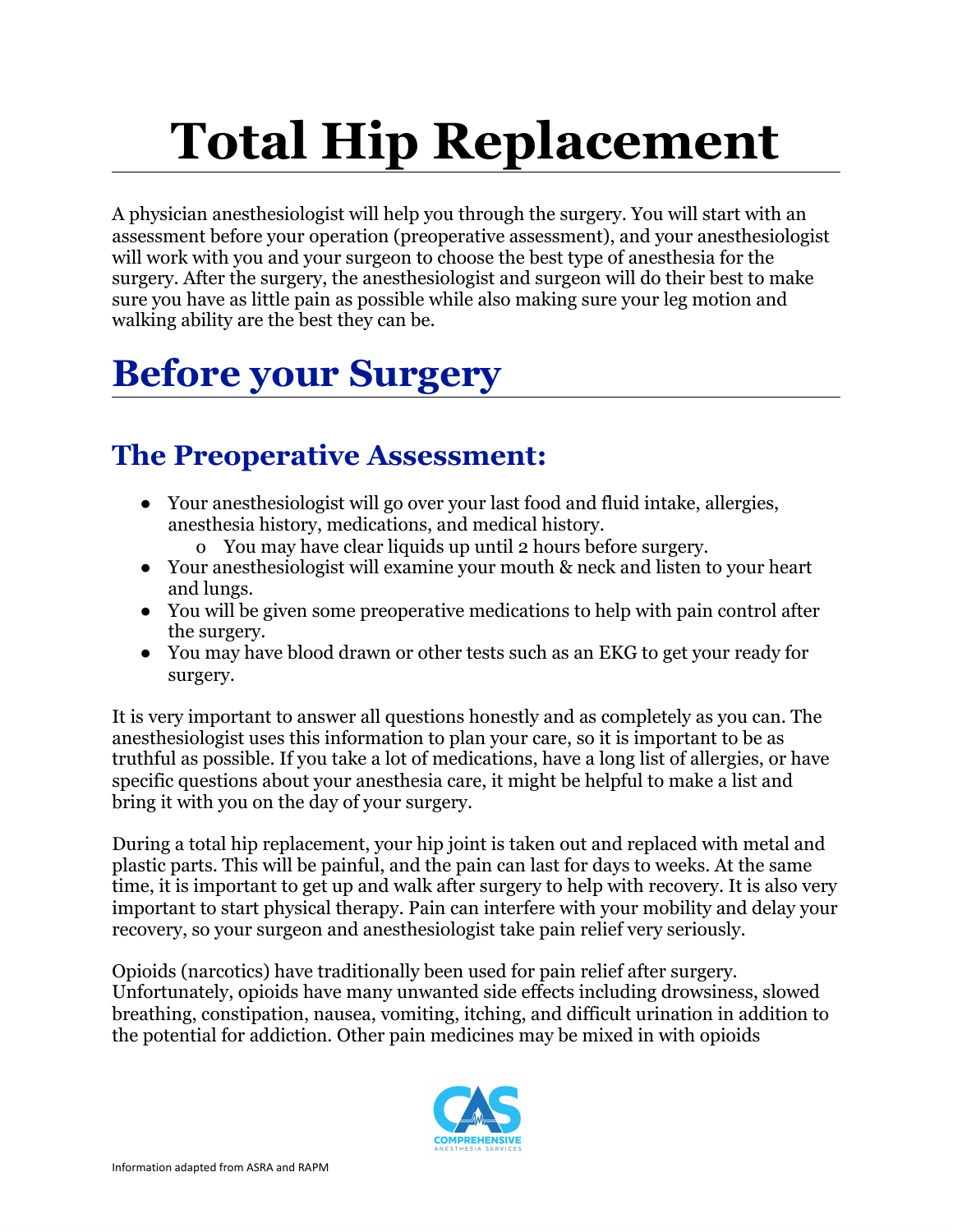# Total Hip Replacement

A physician anesthesiologist will help you through the surgery. You will start with an assessment before your operation (preoperative assessment), and your anesthesiologist will work with you and your surgeon to choose the best type of anesthesia for the surgery. After the surgery, the anesthesiologist and surgeon will do their best to make sure you have as little pain as possible while also making sure your leg motion and walking ability are the best they can be.

## Before your Surgery

### The Preoperative Assessment:

- Your anesthesiologist will go over your last food and fluid intake, allergies, anesthesia history, medications, and medical history.
  - You may have clear liquids up until 2 hours before surgery.
- Your anesthesiologist will examine your mouth & neck and listen to your heart and lungs.
- You will be given some preoperative medications to help with pain control after the surgery.
- You may have blood drawn or other tests such as an EKG to get your ready for surgery.

It is very important to answer all questions honestly and as completely as you can. The anesthesiologist uses this information to plan your care, so it is important to be as truthful as possible. If you take a lot of medications, have a long list of allergies, or have specific questions about your anesthesia care, it might be helpful to make a list and bring it with you on the day of your surgery.

During a total hip replacement, your hip joint is taken out and replaced with metal and plastic parts. This will be painful, and the pain can last for days to weeks. At the same time, it is important to get up and walk after surgery to help with recovery. It is also very important to start physical therapy. Pain can interfere with your mobility and delay your recovery, so your surgeon and anesthesiologist take pain relief very seriously.

Opioids (narcotics) have traditionally been used for pain relief after surgery. Unfortunately, opioids have many unwanted side effects including drowsiness, slowed breathing, constipation, nausea, vomiting, itching, and difficult urination in addition to the potential for addiction. Other pain medicines may be mixed in with opioids

Information adapted from ASRA and RAPM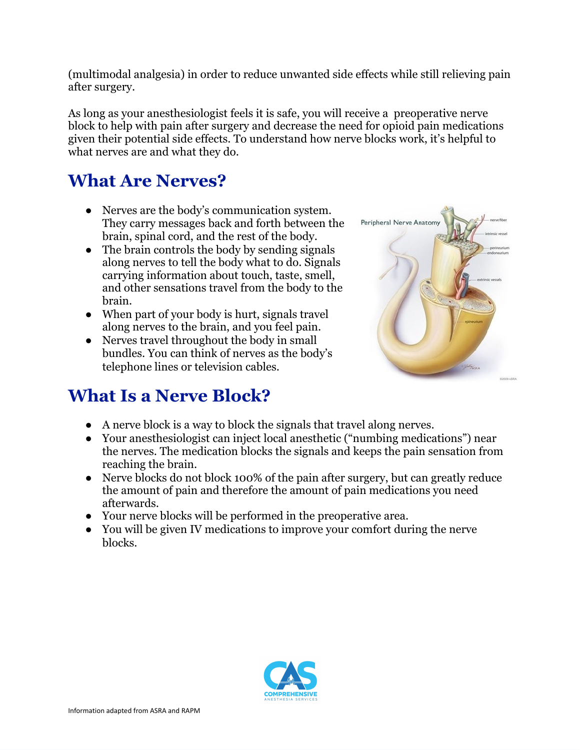(multimodal analgesia) in order to reduce unwanted side effects while still relieving pain after surgery.

As long as your anesthesiologist feels it is safe, you will receive a preoperative nerve block to help with pain after surgery and decrease the need for opioid pain medications given their potential side effects. To understand how nerve blocks work, it's helpful to what nerves are and what they do.

## What Are Nerves?

- Nerves are the body's communication system. They carry messages back and forth between the brain, spinal cord, and the rest of the body.
- The brain controls the body by sending signals along nerves to tell the body what to do. Signals carrying information about touch, taste, smell, and other sensations travel from the body to the brain.
- When part of your body is hurt, signals travel along nerves to the brain, and you feel pain.
- Nerves travel throughout the body in small bundles. You can think of nerves as the body's telephone lines or television cables.

## What Is a Nerve Block?

- A nerve block is a way to block the signals that travel along nerves.
- Your anesthesiologist can inject local anesthetic ("numbing medications") near the nerves. The medication blocks the signals and keeps the pain sensation from reaching the brain.
- Nerve blocks do not block 100% of the pain after surgery, but can greatly reduce the amount of pain and therefore the amount of pain medications you need afterwards.
- Your nerve blocks will be performed in the preoperative area.
- You will be given IV medications to improve your comfort during the nerve blocks.

Information adapted from ASRA and RAPM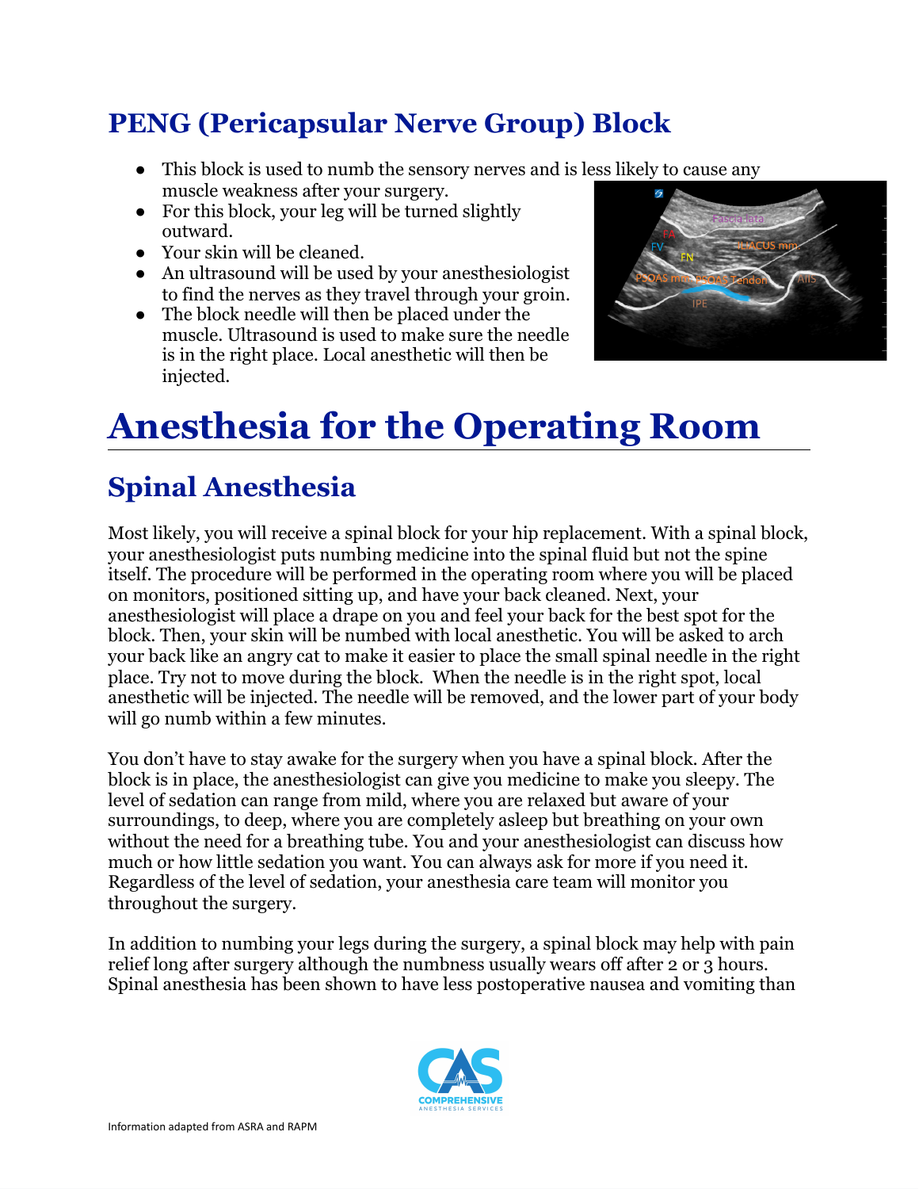## PENG (Pericapsular Nerve Group) Block

- This block is used to numb the sensory nerves and is less likely to cause any muscle weakness after your surgery.
- For this block, your leg will be turned slightly outward.
- Your skin will be cleaned.
- An ultrasound will be used by your anesthesiologist to find the nerves as they travel through your groin.
- The block needle will then be placed under the muscle. Ultrasound is used to make sure the needle is in the right place. Local anesthetic will then be injected.

# Anesthesia for the Operating Room

## Spinal Anesthesia

Most likely, you will receive a spinal block for your hip replacement. With a spinal block, your anesthesiologist puts numbing medicine into the spinal fluid but not the spine itself. The procedure will be performed in the operating room where you will be placed on monitors, positioned sitting up, and have your back cleaned. Next, your anesthesiologist will place a drape on you and feel your back for the best spot for the block. Then, your skin will be numbed with local anesthetic. You will be asked to arch your back like an angry cat to make it easier to place the small spinal needle in the right place. Try not to move during the block. When the needle is in the right spot, local anesthetic will be injected. The needle will be removed, and the lower part of your body will go numb within a few minutes.

You don't have to stay awake for the surgery when you have a spinal block. After the block is in place, the anesthesiologist can give you medicine to make you sleepy. The level of sedation can range from mild, where you are relaxed but aware of your surroundings, to deep, where you are completely asleep but breathing on your own without the need for a breathing tube. You and your anesthesiologist can discuss how much or how little sedation you want. You can always ask for more if you need it. Regardless of the level of sedation, your anesthesia care team will monitor you throughout the surgery.

In addition to numbing your legs during the surgery, a spinal block may help with pain relief long after surgery although the numbness usually wears off after 2 or 3 hours. Spinal anesthesia has been shown to have less postoperative nausea and vomiting than

Information adapted from ASRA and RAPM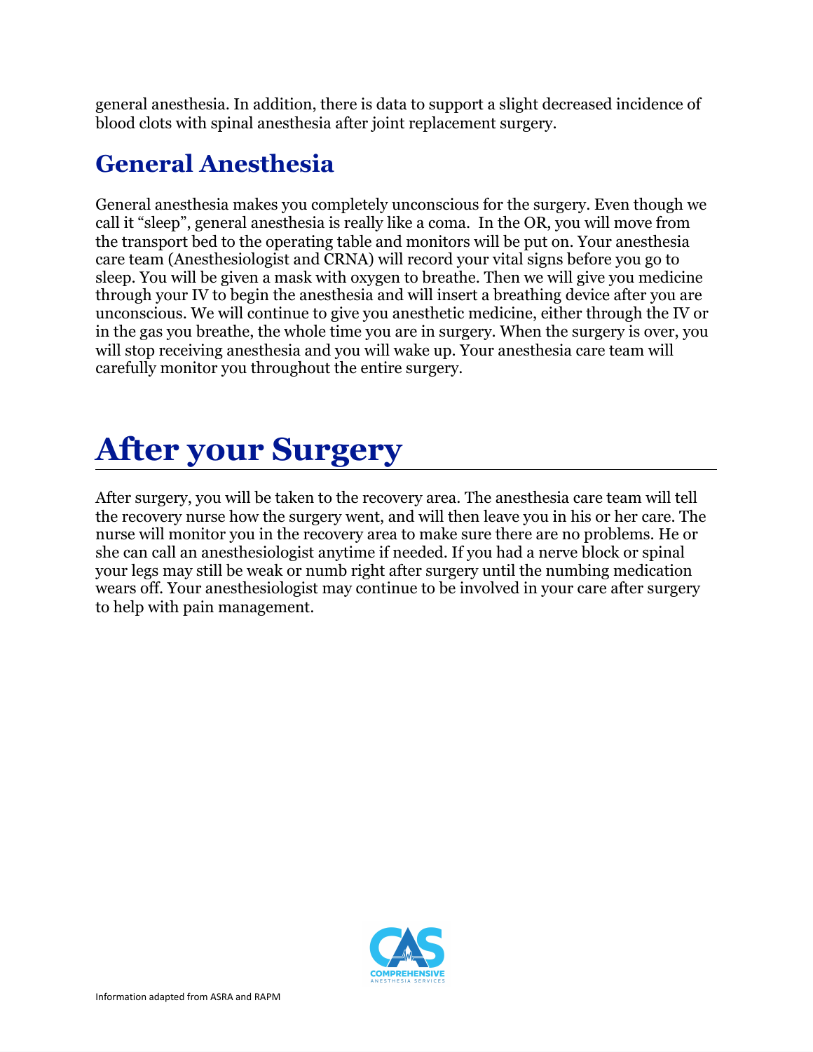general anesthesia. In addition, there is data to support a slight decreased incidence of blood clots with spinal anesthesia after joint replacement surgery.

## General Anesthesia

General anesthesia makes you completely unconscious for the surgery. Even though we call it "sleep", general anesthesia is really like a coma. In the OR, you will move from the transport bed to the operating table and monitors will be put on. Your anesthesia care team (Anesthesiologist and CRNA) will record your vital signs before you go to sleep. You will be given a mask with oxygen to breathe. Then we will give you medicine through your IV to begin the anesthesia and will insert a breathing device after you are unconscious. We will continue to give you anesthetic medicine, either through the IV or in the gas you breathe, the whole time you are in surgery. When the surgery is over, you will stop receiving anesthesia and you will wake up. Your anesthesia care team will carefully monitor you throughout the entire surgery.

# After your Surgery

After surgery, you will be taken to the recovery area. The anesthesia care team will tell the recovery nurse how the surgery went, and will then leave you in his or her care. The nurse will monitor you in the recovery area to make sure there are no problems. He or she can call an anesthesiologist anytime if needed. If you had a nerve block or spinal your legs may still be weak or numb right after surgery until the numbing medication wears off. Your anesthesiologist may continue to be involved in your care after surgery to help with pain management.

CAS COMPREHENSIVE ANESTHESIA SERVICES

Information adapted from ASRA and RAPM